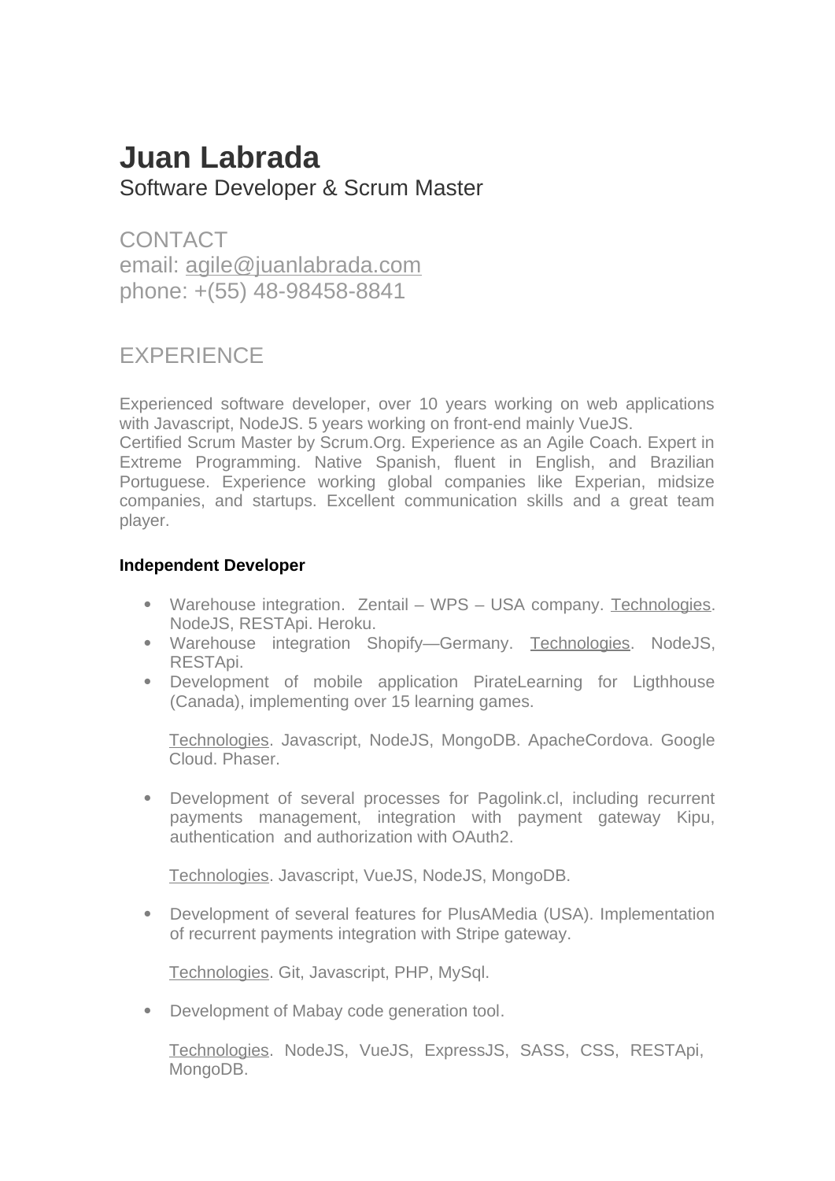# Juan Labrada

Software Developer & Scrum Master

## CONTACT

email: agile@juanlabrada.com
phone: +(55) 48-98458-8841

## EXPERIENCE

Experienced software developer, over 10 years working on web applications with Javascript, NodeJS. 5 years working on front-end mainly VueJS.
Certified Scrum Master by Scrum.Org. Experience as an Agile Coach. Expert in Extreme Programming. Native Spanish, fluent in English, and Brazilian Portuguese. Experience working global companies like Experian, midsize companies, and startups. Excellent communication skills and a great team player.

### Independent Developer

- Warehouse integration. Zentail – WPS – USA company. Technologies. NodeJS, RESTApi. Heroku.
- Warehouse integration Shopify—Germany. Technologies. NodeJS, RESTApi.
- Development of mobile application PirateLearning for Ligthhouse (Canada), implementing over 15 learning games.

  Technologies. Javascript, NodeJS, MongoDB. ApacheCordova. Google Cloud. Phaser.

- Development of several processes for Pagolink.cl, including recurrent payments management, integration with payment gateway Kipu, authentication and authorization with OAuth2.

  Technologies. Javascript, VueJS, NodeJS, MongoDB.

- Development of several features for PlusAMedia (USA). Implementation of recurrent payments integration with Stripe gateway.

  Technologies. Git, Javascript, PHP, MySql.

- Development of Mabay code generation tool.

  Technologies. NodeJS, VueJS, ExpressJS, SASS, CSS, RESTApi, MongoDB.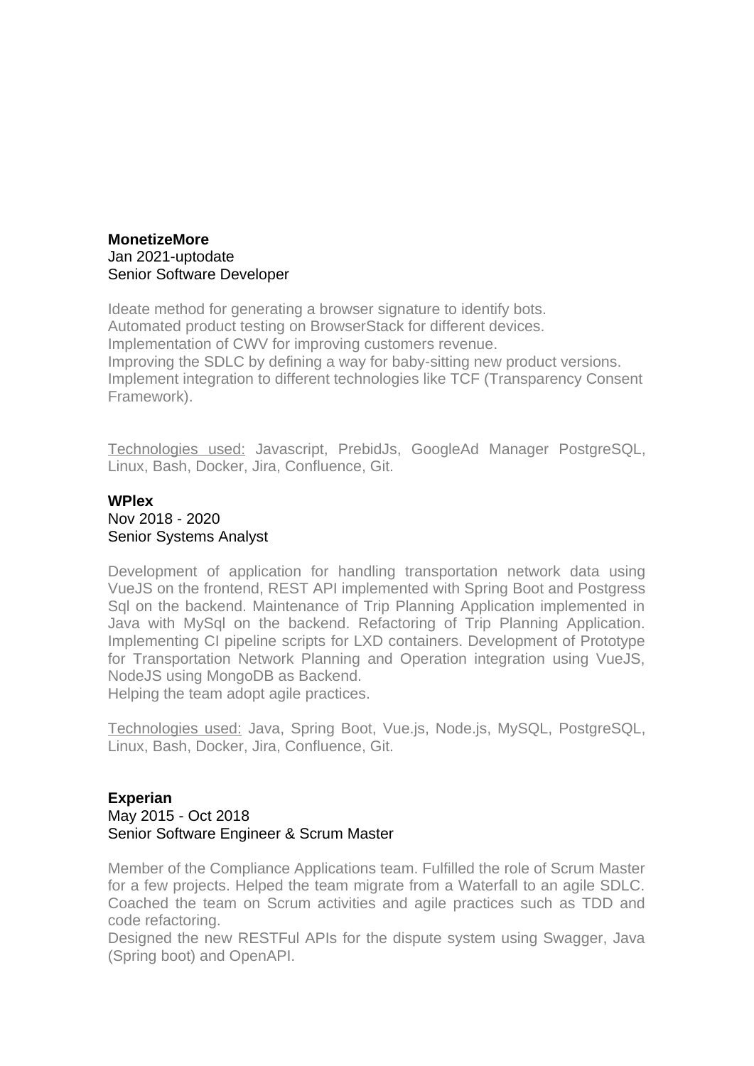**MonetizeMore**
Jan 2021-uptodate
Senior Software Developer

Ideate method for generating a browser signature to identify bots.
Automated product testing on BrowserStack for different devices.
Implementation of CWV for improving customers revenue.
Improving the SDLC by defining a way for baby-sitting new product versions.
Implement integration to different technologies like TCF (Transparency Consent Framework).

<u>Technologies used:</u> Javascript, PrebidJs, GoogleAd Manager PostgreSQL, Linux, Bash, Docker, Jira, Confluence, Git.

**WPlex**
Nov 2018 - 2020
Senior Systems Analyst

Development of application for handling transportation network data using VueJS on the frontend, REST API implemented with Spring Boot and Postgress Sql on the backend. Maintenance of Trip Planning Application implemented in Java with MySql on the backend. Refactoring of Trip Planning Application. Implementing CI pipeline scripts for LXD containers. Development of Prototype for Transportation Network Planning and Operation integration using VueJS, NodeJS using MongoDB as Backend.
Helping the team adopt agile practices.

<u>Technologies used:</u> Java, Spring Boot, Vue.js, Node.js, MySQL, PostgreSQL, Linux, Bash, Docker, Jira, Confluence, Git.

**Experian**
May 2015 - Oct 2018
Senior Software Engineer & Scrum Master

Member of the Compliance Applications team. Fulfilled the role of Scrum Master for a few projects. Helped the team migrate from a Waterfall to an agile SDLC. Coached the team on Scrum activities and agile practices such as TDD and code refactoring.
Designed the new RESTFul APIs for the dispute system using Swagger, Java (Spring boot) and OpenAPI.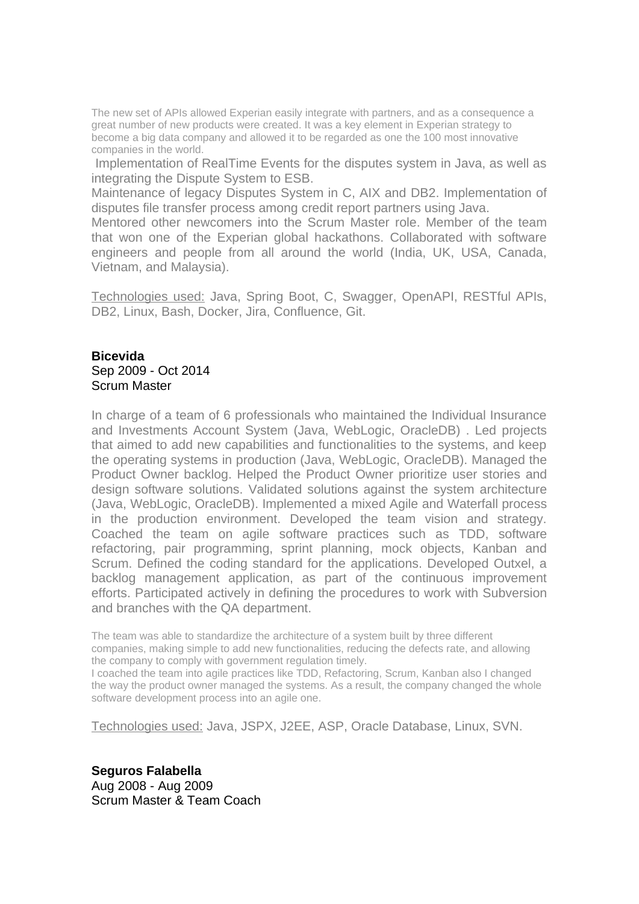The new set of APIs allowed Experian easily integrate with partners, and as a consequence a great number of new products were created. It was a key element in Experian strategy to become a big data company and allowed it to be regarded as one the 100 most innovative companies in the world.

Implementation of RealTime Events for the disputes system in Java, as well as integrating the Dispute System to ESB.
Maintenance of legacy Disputes System in C, AIX and DB2. Implementation of disputes file transfer process among credit report partners using Java.
Mentored other newcomers into the Scrum Master role. Member of the team that won one of the Experian global hackathons. Collaborated with software engineers and people from all around the world (India, UK, USA, Canada, Vietnam, and Malaysia).

Technologies used: Java, Spring Boot, C, Swagger, OpenAPI, RESTful APIs, DB2, Linux, Bash, Docker, Jira, Confluence, Git.

**Bicevida**
Sep 2009 - Oct 2014
Scrum Master

In charge of a team of 6 professionals who maintained the Individual Insurance and Investments Account System (Java, WebLogic, OracleDB) . Led projects that aimed to add new capabilities and functionalities to the systems, and keep the operating systems in production (Java, WebLogic, OracleDB). Managed the Product Owner backlog. Helped the Product Owner prioritize user stories and design software solutions. Validated solutions against the system architecture (Java, WebLogic, OracleDB). Implemented a mixed Agile and Waterfall process in the production environment. Developed the team vision and strategy. Coached the team on agile software practices such as TDD, software refactoring, pair programming, sprint planning, mock objects, Kanban and Scrum. Defined the coding standard for the applications. Developed Outxel, a backlog management application, as part of the continuous improvement efforts. Participated actively in defining the procedures to work with Subversion and branches with the QA department.

The team was able to standardize the architecture of a system built by three different companies, making simple to add new functionalities, reducing the defects rate, and allowing the company to comply with government regulation timely.
I coached the team into agile practices like TDD, Refactoring, Scrum, Kanban also I changed the way the product owner managed the systems. As a result, the company changed the whole software development process into an agile one.

Technologies used: Java, JSPX, J2EE, ASP, Oracle Database, Linux, SVN.

**Seguros Falabella**
Aug 2008 - Aug 2009
Scrum Master & Team Coach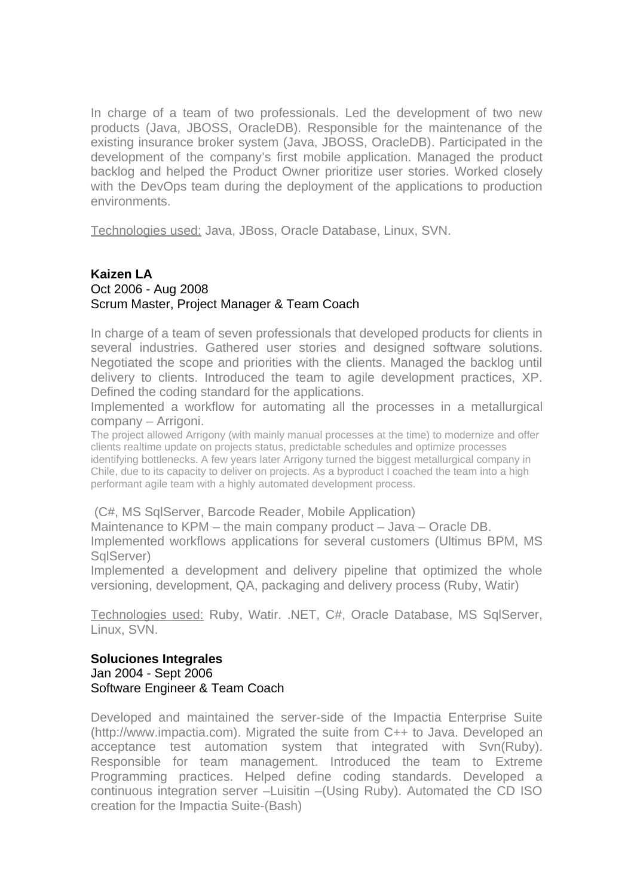In charge of a team of two professionals. Led the development of two new products (Java, JBOSS, OracleDB). Responsible for the maintenance of the existing insurance broker system (Java, JBOSS, OracleDB). Participated in the development of the company's first mobile application. Managed the product backlog and helped the Product Owner prioritize user stories. Worked closely with the DevOps team during the deployment of the applications to production environments.

Technologies used: Java, JBoss, Oracle Database, Linux, SVN.

**Kaizen LA**
Oct 2006 - Aug 2008
Scrum Master, Project Manager & Team Coach

In charge of a team of seven professionals that developed products for clients in several industries. Gathered user stories and designed software solutions. Negotiated the scope and priorities with the clients. Managed the backlog until delivery to clients. Introduced the team to agile development practices, XP. Defined the coding standard for the applications.
Implemented a workflow for automating all the processes in a metallurgical company – Arrigoni.
The project allowed Arrigony (with mainly manual processes at the time) to modernize and offer clients realtime update on projects status, predictable schedules and optimize processes identifying bottlenecks. A few years later Arrigony turned the biggest metallurgical company in Chile, due to its capacity to deliver on projects. As a byproduct I coached the team into a high performant agile team with a highly automated development process.

(C#, MS SqlServer, Barcode Reader, Mobile Application)
Maintenance to KPM – the main company product – Java – Oracle DB.
Implemented workflows applications for several customers (Ultimus BPM, MS SqlServer)
Implemented a development and delivery pipeline that optimized the whole versioning, development, QA, packaging and delivery process (Ruby, Watir)

Technologies used: Ruby, Watir. .NET, C#, Oracle Database, MS SqlServer, Linux, SVN.

**Soluciones Integrales**
Jan 2004 - Sept 2006
Software Engineer & Team Coach

Developed and maintained the server-side of the Impactia Enterprise Suite (http://www.impactia.com). Migrated the suite from C++ to Java. Developed an acceptance test automation system that integrated with Svn(Ruby). Responsible for team management. Introduced the team to Extreme Programming practices. Helped define coding standards. Developed a continuous integration server –Luisitin –(Using Ruby). Automated the CD ISO creation for the Impactia Suite-(Bash)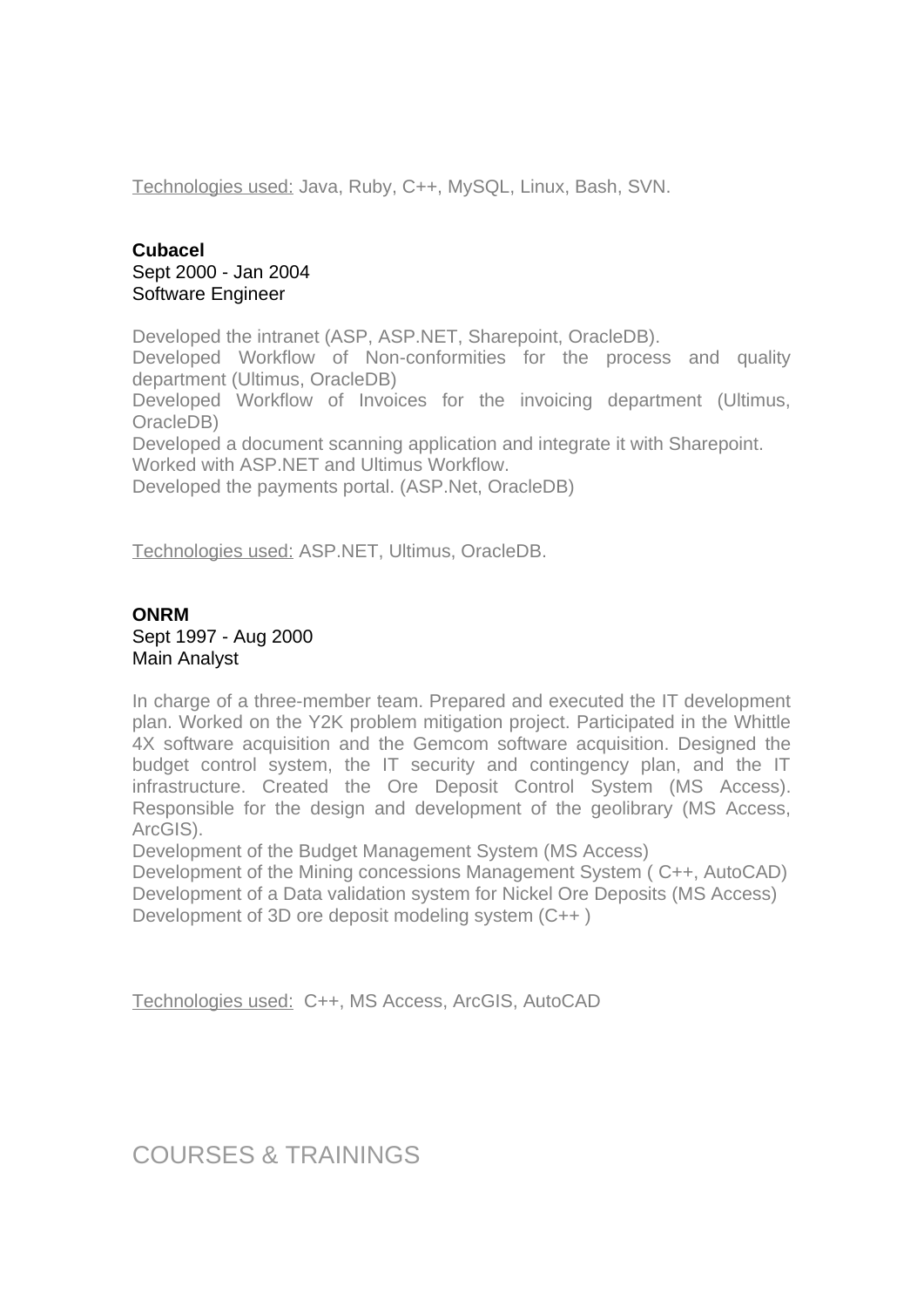<u>Technologies used:</u> Java, Ruby, C++, MySQL, Linux, Bash, SVN.

**Cubacel**
Sept 2000 - Jan 2004
Software Engineer

Developed the intranet (ASP, ASP.NET, Sharepoint, OracleDB).
Developed Workflow of Non-conformities for the process and quality department (Ultimus, OracleDB)
Developed Workflow of Invoices for the invoicing department (Ultimus, OracleDB)
Developed a document scanning application and integrate it with Sharepoint.
Worked with ASP.NET and Ultimus Workflow.
Developed the payments portal. (ASP.Net, OracleDB)

<u>Technologies used:</u> ASP.NET, Ultimus, OracleDB.

**ONRM**
Sept 1997 - Aug 2000
Main Analyst

In charge of a three-member team. Prepared and executed the IT development plan. Worked on the Y2K problem mitigation project. Participated in the Whittle 4X software acquisition and the Gemcom software acquisition. Designed the budget control system, the IT security and contingency plan, and the IT infrastructure. Created the Ore Deposit Control System (MS Access). Responsible for the design and development of the geolibrary (MS Access, ArcGIS).
Development of the Budget Management System (MS Access)
Development of the Mining concessions Management System ( C++, AutoCAD)
Development of a Data validation system for Nickel Ore Deposits (MS Access)
Development of 3D ore deposit modeling system (C++ )

<u>Technologies used:</u> C++, MS Access, ArcGIS, AutoCAD

## COURSES & TRAININGS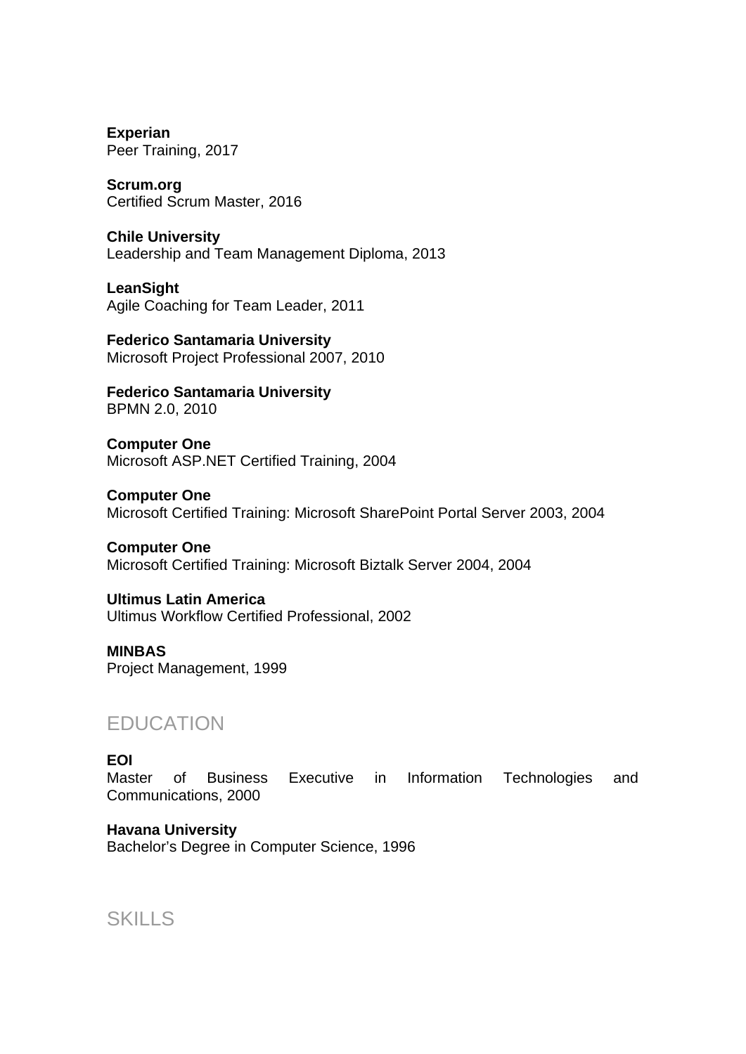**Experian**
Peer Training, 2017

**Scrum.org**
Certified Scrum Master, 2016

**Chile University**
Leadership and Team Management Diploma, 2013

**LeanSight**
Agile Coaching for Team Leader, 2011

**Federico Santamaria University**
Microsoft Project Professional 2007, 2010

**Federico Santamaria University**
BPMN 2.0, 2010

**Computer One**
Microsoft ASP.NET Certified Training, 2004

**Computer One**
Microsoft Certified Training: Microsoft SharePoint Portal Server 2003, 2004

**Computer One**
Microsoft Certified Training: Microsoft Biztalk Server 2004, 2004

**Ultimus Latin America**
Ultimus Workflow Certified Professional, 2002

**MINBAS**
Project Management, 1999

## EDUCATION

**EOI**
Master of Business Executive in Information Technologies and Communications, 2000

**Havana University**
Bachelor's Degree in Computer Science, 1996

## SKILLS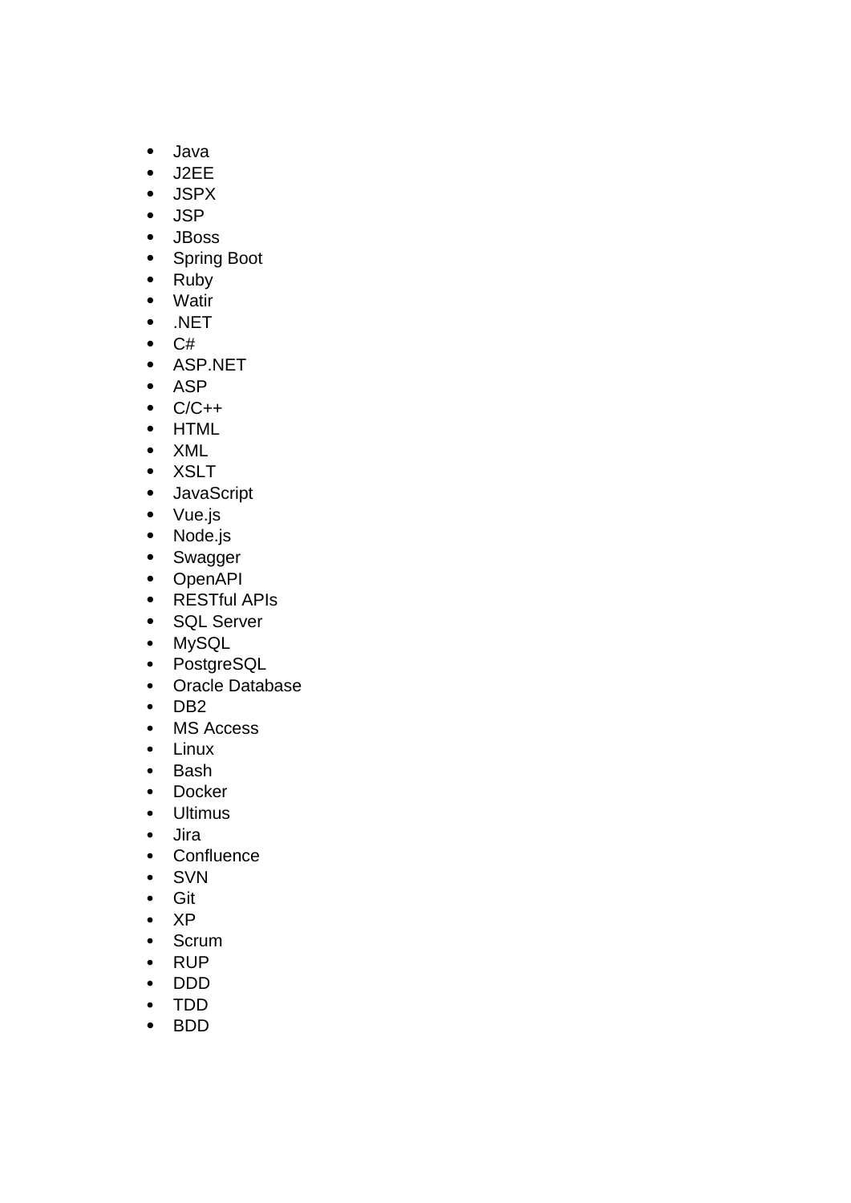- Java
- J2EE
- JSPX
- JSP
- JBoss
- Spring Boot
- Ruby
- Watir
- .NET
- C#
- ASP.NET
- ASP
- C/C++
- HTML
- XML
- XSLT
- JavaScript
- Vue.js
- Node.js
- Swagger
- OpenAPI
- RESTful APIs
- SQL Server
- MySQL
- PostgreSQL
- Oracle Database
- DB2
- MS Access
- Linux
- Bash
- Docker
- Ultimus
- Jira
- Confluence
- SVN
- Git
- XP
- Scrum
- RUP
- DDD
- TDD
- BDD